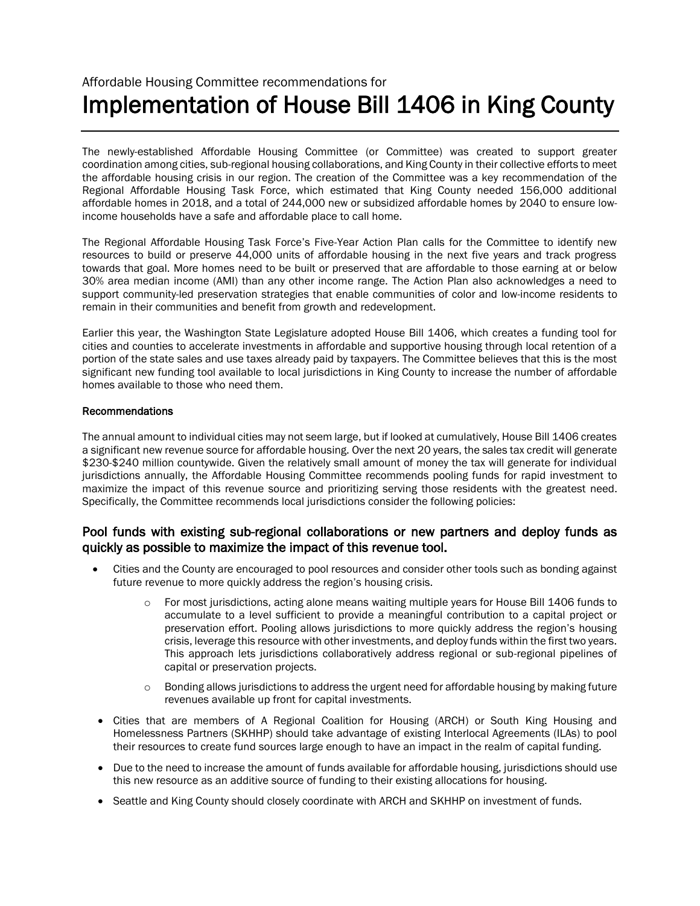Affordable Housing Committee recommendations for

# Implementation of House Bill 1406 in King County

The newly-established Affordable Housing Committee (or Committee) was created to support greater coordination among cities, sub-regional housing collaborations, and King County in their collective efforts to meet the affordable housing crisis in our region. The creation of the Committee was a key recommendation of the Regional Affordable Housing Task Force, which estimated that King County needed 156,000 additional affordable homes in 2018, and a total of 244,000 new or subsidized affordable homes by 2040 to ensure low-income households have a safe and affordable place to call home.

The Regional Affordable Housing Task Force's Five-Year Action Plan calls for the Committee to identify new resources to build or preserve 44,000 units of affordable housing in the next five years and track progress towards that goal. More homes need to be built or preserved that are affordable to those earning at or below 30% area median income (AMI) than any other income range. The Action Plan also acknowledges a need to support community-led preservation strategies that enable communities of color and low-income residents to remain in their communities and benefit from growth and redevelopment.

Earlier this year, the Washington State Legislature adopted House Bill 1406, which creates a funding tool for cities and counties to accelerate investments in affordable and supportive housing through local retention of a portion of the state sales and use taxes already paid by taxpayers. The Committee believes that this is the most significant new funding tool available to local jurisdictions in King County to increase the number of affordable homes available to those who need them.

**Recommendations**

The annual amount to individual cities may not seem large, but if looked at cumulatively, House Bill 1406 creates a significant new revenue source for affordable housing. Over the next 20 years, the sales tax credit will generate $230-$240 million countywide. Given the relatively small amount of money the tax will generate for individual jurisdictions annually, the Affordable Housing Committee recommends pooling funds for rapid investment to maximize the impact of this revenue source and prioritizing serving those residents with the greatest need. Specifically, the Committee recommends local jurisdictions consider the following policies:

## Pool funds with existing sub-regional collaborations or new partners and deploy funds as quickly as possible to maximize the impact of this revenue tool.

- Cities and the County are encouraged to pool resources and consider other tools such as bonding against future revenue to more quickly address the region's housing crisis.
    - For most jurisdictions, acting alone means waiting multiple years for House Bill 1406 funds to accumulate to a level sufficient to provide a meaningful contribution to a capital project or preservation effort. Pooling allows jurisdictions to more quickly address the region's housing crisis, leverage this resource with other investments, and deploy funds within the first two years. This approach lets jurisdictions collaboratively address regional or sub-regional pipelines of capital or preservation projects.
    - Bonding allows jurisdictions to address the urgent need for affordable housing by making future revenues available up front for capital investments.
- Cities that are members of A Regional Coalition for Housing (ARCH) or South King Housing and Homelessness Partners (SKHHP) should take advantage of existing Interlocal Agreements (ILAs) to pool their resources to create fund sources large enough to have an impact in the realm of capital funding.
- Due to the need to increase the amount of funds available for affordable housing, jurisdictions should use this new resource as an additive source of funding to their existing allocations for housing.
- Seattle and King County should closely coordinate with ARCH and SKHHP on investment of funds.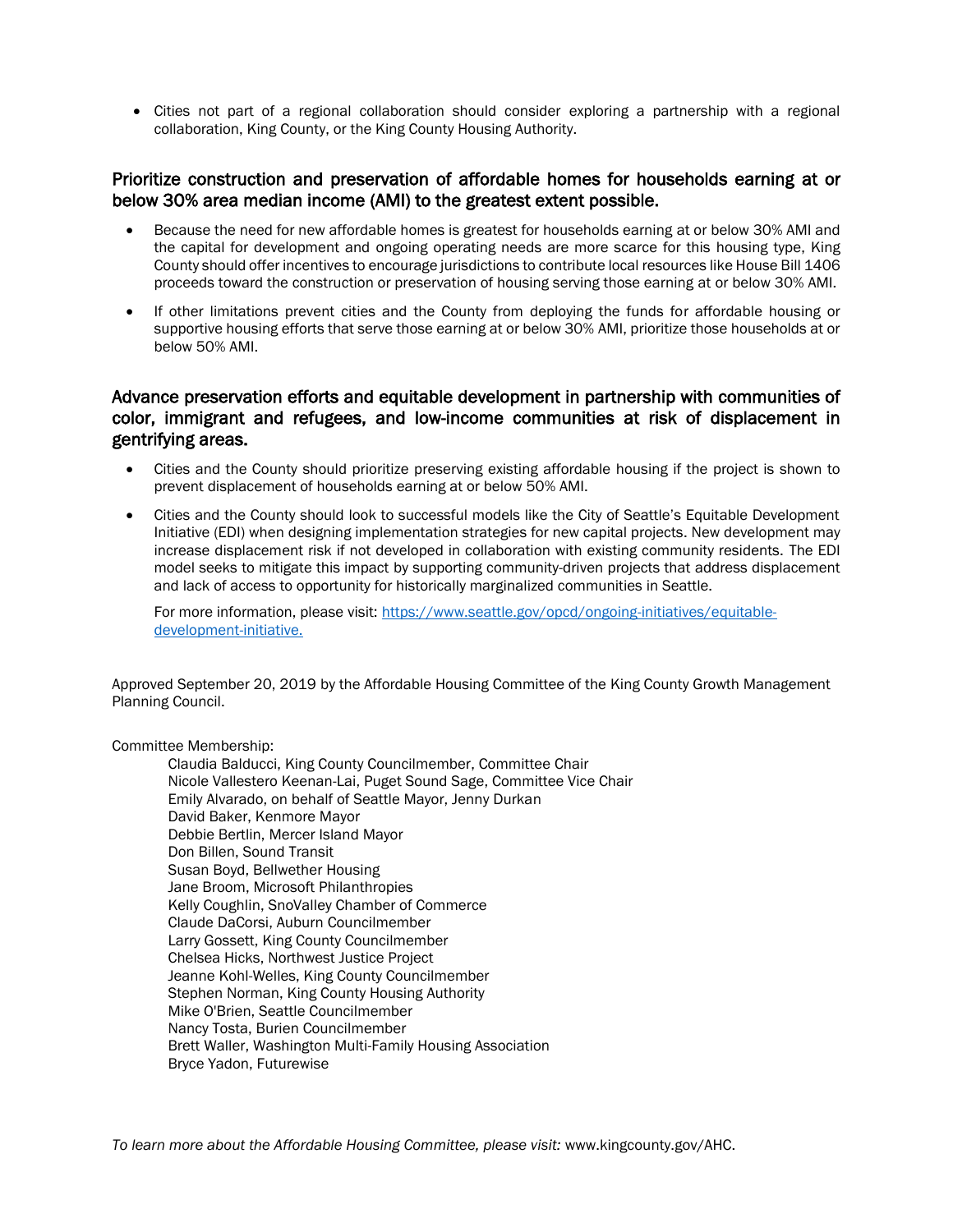- Cities not part of a regional collaboration should consider exploring a partnership with a regional collaboration, King County, or the King County Housing Authority.

### Prioritize construction and preservation of affordable homes for households earning at or below 30% area median income (AMI) to the greatest extent possible.

- Because the need for new affordable homes is greatest for households earning at or below 30% AMI and the capital for development and ongoing operating needs are more scarce for this housing type, King County should offer incentives to encourage jurisdictions to contribute local resources like House Bill 1406 proceeds toward the construction or preservation of housing serving those earning at or below 30% AMI.
- If other limitations prevent cities and the County from deploying the funds for affordable housing or supportive housing efforts that serve those earning at or below 30% AMI, prioritize those households at or below 50% AMI.

### Advance preservation efforts and equitable development in partnership with communities of color, immigrant and refugees, and low-income communities at risk of displacement in gentrifying areas.

- Cities and the County should prioritize preserving existing affordable housing if the project is shown to prevent displacement of households earning at or below 50% AMI.
- Cities and the County should look to successful models like the City of Seattle's Equitable Development Initiative (EDI) when designing implementation strategies for new capital projects. New development may increase displacement risk if not developed in collaboration with existing community residents. The EDI model seeks to mitigate this impact by supporting community-driven projects that address displacement and lack of access to opportunity for historically marginalized communities in Seattle.

  For more information, please visit: [https://www.seattle.gov/opcd/ongoing-initiatives/equitable-development-initiative.](https://www.seattle.gov/opcd/ongoing-initiatives/equitable-development-initiative)

Approved September 20, 2019 by the Affordable Housing Committee of the King County Growth Management Planning Council.

Committee Membership:

Claudia Balducci, King County Councilmember, Committee Chair
Nicole Vallestero Keenan-Lai, Puget Sound Sage, Committee Vice Chair
Emily Alvarado, on behalf of Seattle Mayor, Jenny Durkan
David Baker, Kenmore Mayor
Debbie Bertlin, Mercer Island Mayor
Don Billen, Sound Transit
Susan Boyd, Bellwether Housing
Jane Broom, Microsoft Philanthropies
Kelly Coughlin, SnoValley Chamber of Commerce
Claude DaCorsi, Auburn Councilmember
Larry Gossett, King County Councilmember
Chelsea Hicks, Northwest Justice Project
Jeanne Kohl-Welles, King County Councilmember
Stephen Norman, King County Housing Authority
Mike O'Brien, Seattle Councilmember
Nancy Tosta, Burien Councilmember
Brett Waller, Washington Multi-Family Housing Association
Bryce Yadon, Futurewise

*To learn more about the Affordable Housing Committee, please visit:* www.kingcounty.gov/AHC.